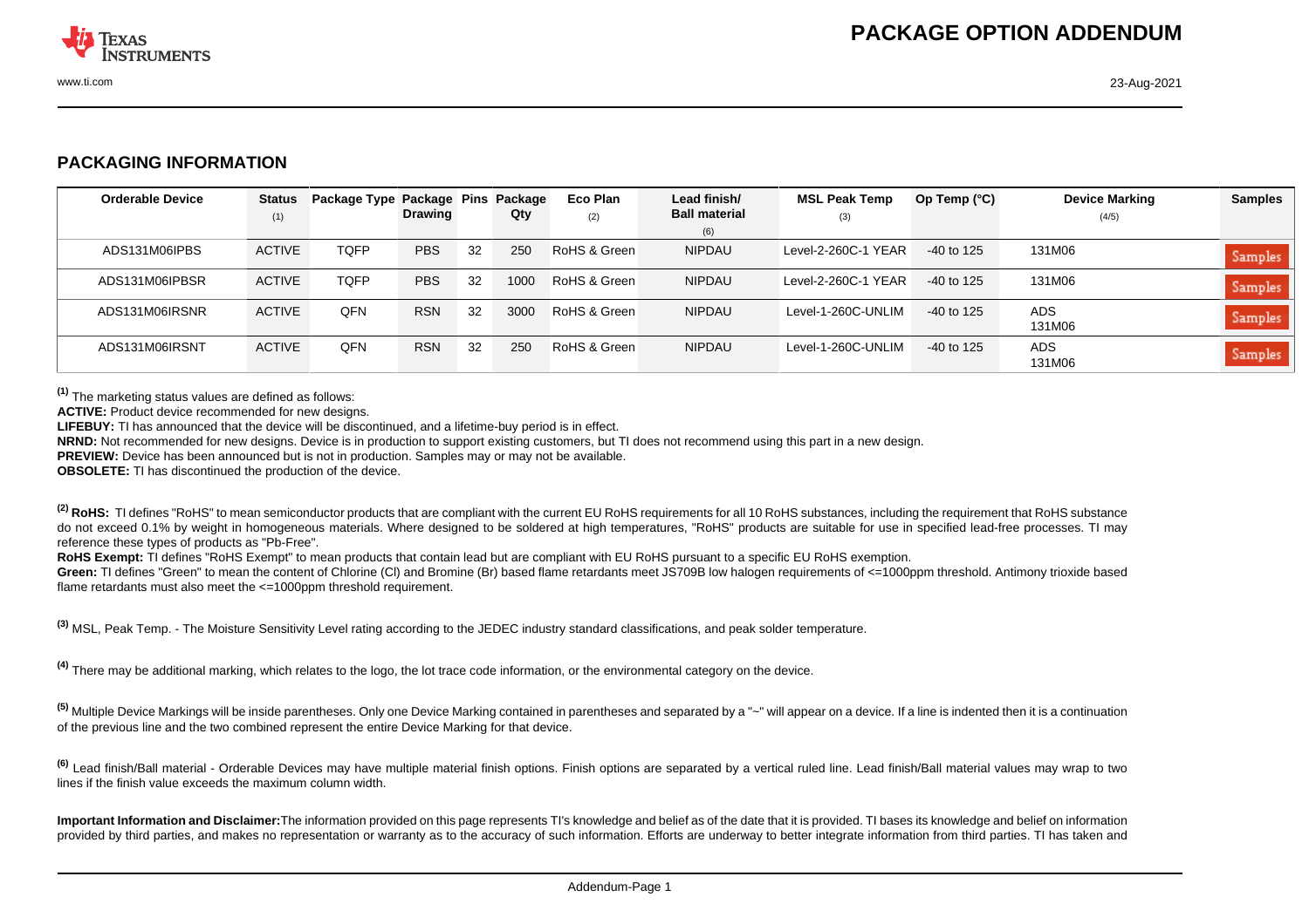# PACKAGE OPTION ADDENDUM

## PACKAGING INFORMATION

| Orderable Device | Status (1) | Package Type | Package Drawing | Pins | Package Qty | Eco Plan (2) | Lead finish/ Ball material (6) | MSL Peak Temp (3) | Op Temp (°C) | Device Marking (4/5) | Samples |
|---|---|---|---|---|---|---|---|---|---|---|---|
| ADS131M06IPBS | ACTIVE | TQFP | PBS | 32 | 250 | RoHS & Green | NIPDAU | Level-2-260C-1 YEAR | -40 to 125 | 131M06 | Samples |
| ADS131M06IPBSR | ACTIVE | TQFP | PBS | 32 | 1000 | RoHS & Green | NIPDAU | Level-2-260C-1 YEAR | -40 to 125 | 131M06 | Samples |
| ADS131M06IRSNR | ACTIVE | QFN | RSN | 32 | 3000 | RoHS & Green | NIPDAU | Level-1-260C-UNLIM | -40 to 125 | ADS 131M06 | Samples |
| ADS131M06IRSNT | ACTIVE | QFN | RSN | 32 | 250 | RoHS & Green | NIPDAU | Level-1-260C-UNLIM | -40 to 125 | ADS 131M06 | Samples |

(1) The marketing status values are defined as follows:
**ACTIVE:** Product device recommended for new designs.
**LIFEBUY:** TI has announced that the device will be discontinued, and a lifetime-buy period is in effect.
**NRND:** Not recommended for new designs. Device is in production to support existing customers, but TI does not recommend using this part in a new design.
**PREVIEW:** Device has been announced but is not in production. Samples may or may not be available.
**OBSOLETE:** TI has discontinued the production of the device.

(2) **RoHS:** TI defines "RoHS" to mean semiconductor products that are compliant with the current EU RoHS requirements for all 10 RoHS substances, including the requirement that RoHS substance do not exceed 0.1% by weight in homogeneous materials. Where designed to be soldered at high temperatures, "RoHS" products are suitable for use in specified lead-free processes. TI may reference these types of products as "Pb-Free".
**RoHS Exempt:** TI defines "RoHS Exempt" to mean products that contain lead but are compliant with EU RoHS pursuant to a specific EU RoHS exemption.
**Green:** TI defines "Green" to mean the content of Chlorine (Cl) and Bromine (Br) based flame retardants meet JS709B low halogen requirements of <=1000ppm threshold. Antimony trioxide based flame retardants must also meet the <=1000ppm threshold requirement.

(3) MSL, Peak Temp. - The Moisture Sensitivity Level rating according to the JEDEC industry standard classifications, and peak solder temperature.

(4) There may be additional marking, which relates to the logo, the lot trace code information, or the environmental category on the device.

(5) Multiple Device Markings will be inside parentheses. Only one Device Marking contained in parentheses and separated by a "~" will appear on a device. If a line is indented then it is a continuation of the previous line and the two combined represent the entire Device Marking for that device.

(6) Lead finish/Ball material - Orderable Devices may have multiple material finish options. Finish options are separated by a vertical ruled line. Lead finish/Ball material values may wrap to two lines if the finish value exceeds the maximum column width.

**Important Information and Disclaimer:**The information provided on this page represents TI's knowledge and belief as of the date that it is provided. TI bases its knowledge and belief on information provided by third parties, and makes no representation or warranty as to the accuracy of such information. Efforts are underway to better integrate information from third parties. TI has taken and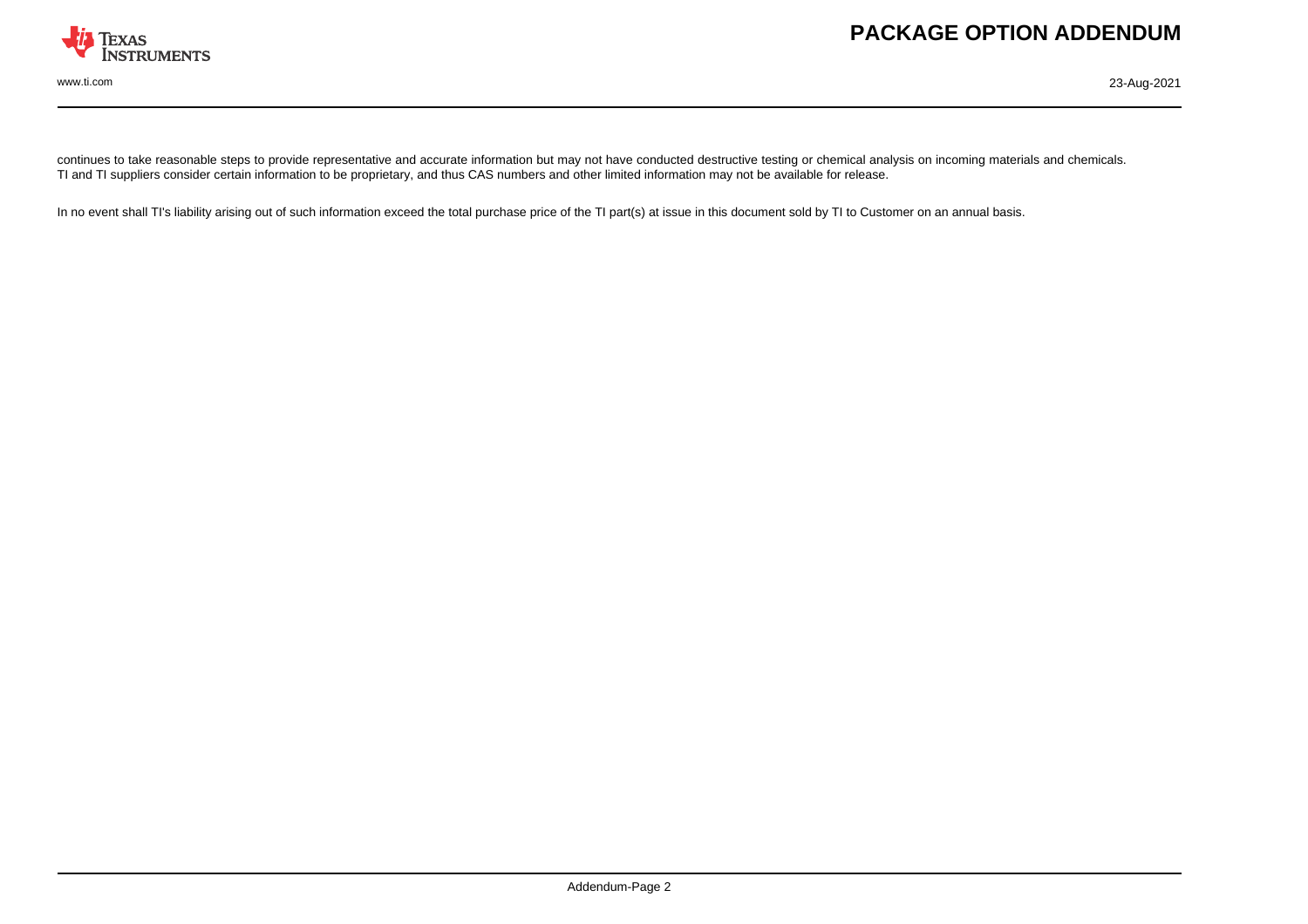continues to take reasonable steps to provide representative and accurate information but may not have conducted destructive testing or chemical analysis on incoming materials and chemicals. TI and TI suppliers consider certain information to be proprietary, and thus CAS numbers and other limited information may not be available for release.

In no event shall TI's liability arising out of such information exceed the total purchase price of the TI part(s) at issue in this document sold by TI to Customer on an annual basis.